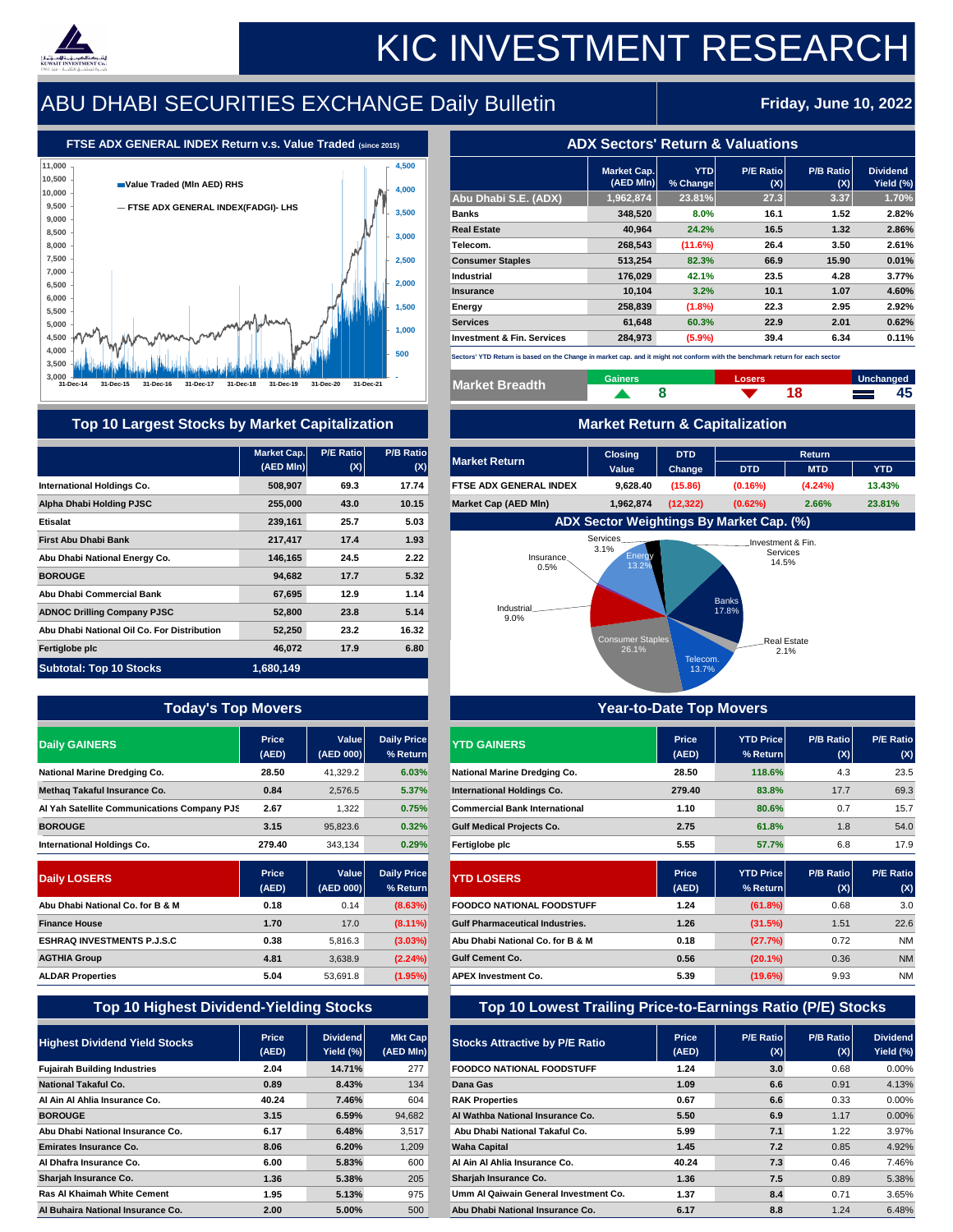# KIC INVESTMENT RESEARCH

## ABU DHABI SECURITIES EXCHANGE Daily Bulletin

**Friday, June 10, 2022**

### FTSE ADX GENERAL INDEX Return v.s. Value Traded (since 2015)

Value Traded (Mln AED) RHS
FTSE ADX GENERAL INDEX(FADGI)- LHS

### ADX Sectors' Return & Valuations

| | Market Cap. (AED Mln) | YTD % Change | P/E Ratio (X) | P/B Ratio (X) | Dividend Yield (%) |
|---|---|---|---|---|---|
| Abu Dhabi S.E. (ADX) | 1,962,874 | 23.81% | 27.3 | 3.37 | 1.70% |
| Banks | 348,520 | 8.0% | 16.1 | 1.52 | 2.82% |
| Real Estate | 40,964 | 24.2% | 16.5 | 1.32 | 2.86% |
| Telecom. | 268,543 | (11.6%) | 26.4 | 3.50 | 2.61% |
| Consumer Staples | 513,254 | 82.3% | 66.9 | 15.90 | 0.01% |
| Industrial | 176,029 | 42.1% | 23.5 | 4.28 | 3.77% |
| Insurance | 10,104 | 3.2% | 10.1 | 1.07 | 4.60% |
| Energy | 258,839 | (1.8%) | 22.3 | 2.95 | 2.92% |
| Services | 61,648 | 60.3% | 22.9 | 2.01 | 0.62% |
| Investment & Fin. Services | 284,973 | (5.9%) | 39.4 | 6.34 | 0.11% |

Sectors' YTD Return is based on the Change in market cap. and it might not conform with the benchmark return for each sector

| Market Breadth | Gainers | Losers | Unchanged |
|---|---|---|---|
| | 8 | 18 | 45 |

### Top 10 Largest Stocks by Market Capitalization

| | Market Cap. (AED Mln) | P/E Ratio (X) | P/B Ratio (X) |
|---|---|---|---|
| International Holdings Co. | 508,907 | 69.3 | 17.74 |
| Alpha Dhabi Holding PJSC | 255,000 | 43.0 | 10.15 |
| Etisalat | 239,161 | 25.7 | 5.03 |
| First Abu Dhabi Bank | 217,417 | 17.4 | 1.93 |
| Abu Dhabi National Energy Co. | 146,165 | 24.5 | 2.22 |
| BOROUGE | 94,682 | 17.7 | 5.32 |
| Abu Dhabi Commercial Bank | 67,695 | 12.9 | 1.14 |
| ADNOC Drilling Company PJSC | 52,800 | 23.8 | 5.14 |
| Abu Dhabi National Oil Co. For Distribution | 52,250 | 23.2 | 16.32 |
| Fertiglobe plc | 46,072 | 17.9 | 6.80 |
| Subtotal: Top 10 Stocks | 1,680,149 | | |

### Market Return & Capitalization

| Market Return | Closing Value | DTD Change | DTD | MTD | YTD |
|---|---|---|---|---|---|
| FTSE ADX GENERAL INDEX | 9,628.40 | (15.86) | (0.16%) | (4.24%) | 13.43% |
| Market Cap (AED Mln) | 1,962,874 | (12,322) | (0.62%) | 2.66% | 23.81% |

### ADX Sector Weightings By Market Cap. (%)

| Sector | Weight |
|---|---|
| Services | 3.1% |
| Investment & Fin. Services | 14.5% |
| Insurance | 0.5% |
| Energy | 13.2% |
| Banks | 17.8% |
| Industrial | 9.0% |
| Real Estate | 2.1% |
| Consumer Staples | 26.1% |
| Telecom. | 13.7% |

### Today's Top Movers

| Daily GAINERS | Price (AED) | Value (AED 000) | Daily Price % Return |
|---|---|---|---|
| National Marine Dredging Co. | 28.50 | 41,329.2 | 6.03% |
| Methaq Takaful Insurance Co. | 0.84 | 2,576.5 | 5.37% |
| Al Yah Satellite Communications Company PJS | 2.67 | 1,322 | 0.75% |
| BOROUGE | 3.15 | 95,823.6 | 0.32% |
| International Holdings Co. | 279.40 | 343,134 | 0.29% |

| Daily LOSERS | Price (AED) | Value (AED 000) | Daily Price % Return |
|---|---|---|---|
| Abu Dhabi National Co. for B & M | 0.18 | 0.14 | (8.63%) |
| Finance House | 1.70 | 17.0 | (8.11%) |
| ESHRAQ INVESTMENTS P.J.S.C | 0.38 | 5,816.3 | (3.03%) |
| AGTHIA Group | 4.81 | 3,638.9 | (2.24%) |
| ALDAR Properties | 5.04 | 53,691.8 | (1.95%) |

### Year-to-Date Top Movers

| YTD GAINERS | Price (AED) | YTD Price % Return | P/B Ratio (X) | P/E Ratio (X) |
|---|---|---|---|---|
| National Marine Dredging Co. | 28.50 | 118.6% | 4.3 | 23.5 |
| International Holdings Co. | 279.40 | 83.8% | 17.7 | 69.3 |
| Commercial Bank International | 1.10 | 80.6% | 0.7 | 15.7 |
| Gulf Medical Projects Co. | 2.75 | 61.8% | 1.8 | 54.0 |
| Fertiglobe plc | 5.55 | 57.7% | 6.8 | 17.9 |

| YTD LOSERS | Price (AED) | YTD Price % Return | P/B Ratio (X) | P/E Ratio (X) |
|---|---|---|---|---|
| FOODCO NATIONAL FOODSTUFF | 1.24 | (61.8%) | 0.68 | 3.0 |
| Gulf Pharmaceutical Industries. | 1.26 | (31.5%) | 1.51 | 22.6 |
| Abu Dhabi National Co. for B & M | 0.18 | (27.7%) | 0.72 | NM |
| Gulf Cement Co. | 0.56 | (20.1%) | 0.36 | NM |
| APEX Investment Co. | 5.39 | (19.6%) | 9.93 | NM |

### Top 10 Highest Dividend-Yielding Stocks

| Highest Dividend Yield Stocks | Price (AED) | Dividend Yield (%) | Mkt Cap (AED Mln) |
|---|---|---|---|
| Fujairah Building Industries | 2.04 | 14.71% | 277 |
| National Takaful Co. | 0.89 | 8.43% | 134 |
| Al Ain Al Ahlia Insurance Co. | 40.24 | 7.46% | 604 |
| BOROUGE | 3.15 | 6.59% | 94,682 |
| Abu Dhabi National Insurance Co. | 6.17 | 6.48% | 3,517 |
| Emirates Insurance Co. | 8.06 | 6.20% | 1,209 |
| Al Dhafra Insurance Co. | 6.00 | 5.83% | 600 |
| Sharjah Insurance Co. | 1.36 | 5.38% | 205 |
| Ras Al Khaimah White Cement | 1.95 | 5.13% | 975 |
| Al Buhaira National Insurance Co. | 2.00 | 5.00% | 500 |

### Top 10 Lowest Trailing Price-to-Earnings Ratio (P/E) Stocks

| Stocks Attractive by P/E Ratio | Price (AED) | P/E Ratio (X) | P/B Ratio (X) | Dividend Yield (%) |
|---|---|---|---|---|
| FOODCO NATIONAL FOODSTUFF | 1.24 | 3.0 | 0.68 | 0.00% |
| Dana Gas | 1.09 | 6.6 | 0.91 | 4.13% |
| RAK Properties | 0.67 | 6.6 | 0.33 | 0.00% |
| Al Wathba National Insurance Co. | 5.50 | 6.9 | 1.17 | 0.00% |
| Abu Dhabi National Takaful Co. | 5.99 | 7.1 | 1.22 | 3.97% |
| Waha Capital | 1.45 | 7.2 | 0.85 | 4.92% |
| Al Ain Al Ahlia Insurance Co. | 40.24 | 7.3 | 0.46 | 7.46% |
| Sharjah Insurance Co. | 1.36 | 7.5 | 0.89 | 5.38% |
| Umm Al Qaiwain General Investment Co. | 1.37 | 8.4 | 0.71 | 3.65% |
| Abu Dhabi National Insurance Co. | 6.17 | 8.8 | 1.24 | 6.48% |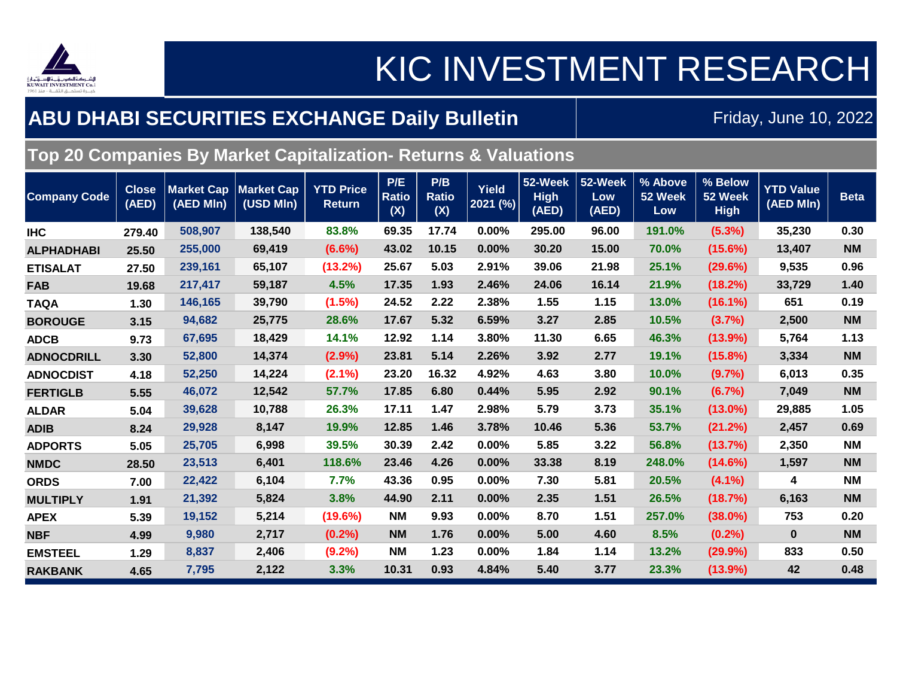# KIC INVESTMENT RESEARCH

## ABU DHABI SECURITIES EXCHANGE Daily Bulletin

Friday, June 10, 2022

### Top 20 Companies By Market Capitalization- Returns & Valuations

| Company Code | Close (AED) | Market Cap (AED Mln) | Market Cap (USD Mln) | YTD Price Return | P/E Ratio (X) | P/B Ratio (X) | Yield 2021 (%) | 52-Week High (AED) | 52-Week Low (AED) | % Above 52 Week Low | % Below 52 Week High | YTD Value (AED Mln) | Beta |
|---|---|---|---|---|---|---|---|---|---|---|---|---|---|
| IHC | 279.40 | 508,907 | 138,540 | 83.8% | 69.35 | 17.74 | 0.00% | 295.00 | 96.00 | 191.0% | (5.3%) | 35,230 | 0.30 |
| ALPHADHABI | 25.50 | 255,000 | 69,419 | (6.6%) | 43.02 | 10.15 | 0.00% | 30.20 | 15.00 | 70.0% | (15.6%) | 13,407 | NM |
| ETISALAT | 27.50 | 239,161 | 65,107 | (13.2%) | 25.67 | 5.03 | 2.91% | 39.06 | 21.98 | 25.1% | (29.6%) | 9,535 | 0.96 |
| FAB | 19.68 | 217,417 | 59,187 | 4.5% | 17.35 | 1.93 | 2.46% | 24.06 | 16.14 | 21.9% | (18.2%) | 33,729 | 1.40 |
| TAQA | 1.30 | 146,165 | 39,790 | (1.5%) | 24.52 | 2.22 | 2.38% | 1.55 | 1.15 | 13.0% | (16.1%) | 651 | 0.19 |
| BOROUGE | 3.15 | 94,682 | 25,775 | 28.6% | 17.67 | 5.32 | 6.59% | 3.27 | 2.85 | 10.5% | (3.7%) | 2,500 | NM |
| ADCB | 9.73 | 67,695 | 18,429 | 14.1% | 12.92 | 1.14 | 3.80% | 11.30 | 6.65 | 46.3% | (13.9%) | 5,764 | 1.13 |
| ADNOCDRILL | 3.30 | 52,800 | 14,374 | (2.9%) | 23.81 | 5.14 | 2.26% | 3.92 | 2.77 | 19.1% | (15.8%) | 3,334 | NM |
| ADNOCDIST | 4.18 | 52,250 | 14,224 | (2.1%) | 23.20 | 16.32 | 4.92% | 4.63 | 3.80 | 10.0% | (9.7%) | 6,013 | 0.35 |
| FERTIGLB | 5.55 | 46,072 | 12,542 | 57.7% | 17.85 | 6.80 | 0.44% | 5.95 | 2.92 | 90.1% | (6.7%) | 7,049 | NM |
| ALDAR | 5.04 | 39,628 | 10,788 | 26.3% | 17.11 | 1.47 | 2.98% | 5.79 | 3.73 | 35.1% | (13.0%) | 29,885 | 1.05 |
| ADIB | 8.24 | 29,928 | 8,147 | 19.9% | 12.85 | 1.46 | 3.78% | 10.46 | 5.36 | 53.7% | (21.2%) | 2,457 | 0.69 |
| ADPORTS | 5.05 | 25,705 | 6,998 | 39.5% | 30.39 | 2.42 | 0.00% | 5.85 | 3.22 | 56.8% | (13.7%) | 2,350 | NM |
| NMDC | 28.50 | 23,513 | 6,401 | 118.6% | 23.46 | 4.26 | 0.00% | 33.38 | 8.19 | 248.0% | (14.6%) | 1,597 | NM |
| ORDS | 7.00 | 22,422 | 6,104 | 7.7% | 43.36 | 0.95 | 0.00% | 7.30 | 5.81 | 20.5% | (4.1%) | 4 | NM |
| MULTIPLY | 1.91 | 21,392 | 5,824 | 3.8% | 44.90 | 2.11 | 0.00% | 2.35 | 1.51 | 26.5% | (18.7%) | 6,163 | NM |
| APEX | 5.39 | 19,152 | 5,214 | (19.6%) | NM | 9.93 | 0.00% | 8.70 | 1.51 | 257.0% | (38.0%) | 753 | 0.20 |
| NBF | 4.99 | 9,980 | 2,717 | (0.2%) | NM | 1.76 | 0.00% | 5.00 | 4.60 | 8.5% | (0.2%) | 0 | NM |
| EMSTEEL | 1.29 | 8,837 | 2,406 | (9.2%) | NM | 1.23 | 0.00% | 1.84 | 1.14 | 13.2% | (29.9%) | 833 | 0.50 |
| RAKBANK | 4.65 | 7,795 | 2,122 | 3.3% | 10.31 | 0.93 | 4.84% | 5.40 | 3.77 | 23.3% | (13.9%) | 42 | 0.48 |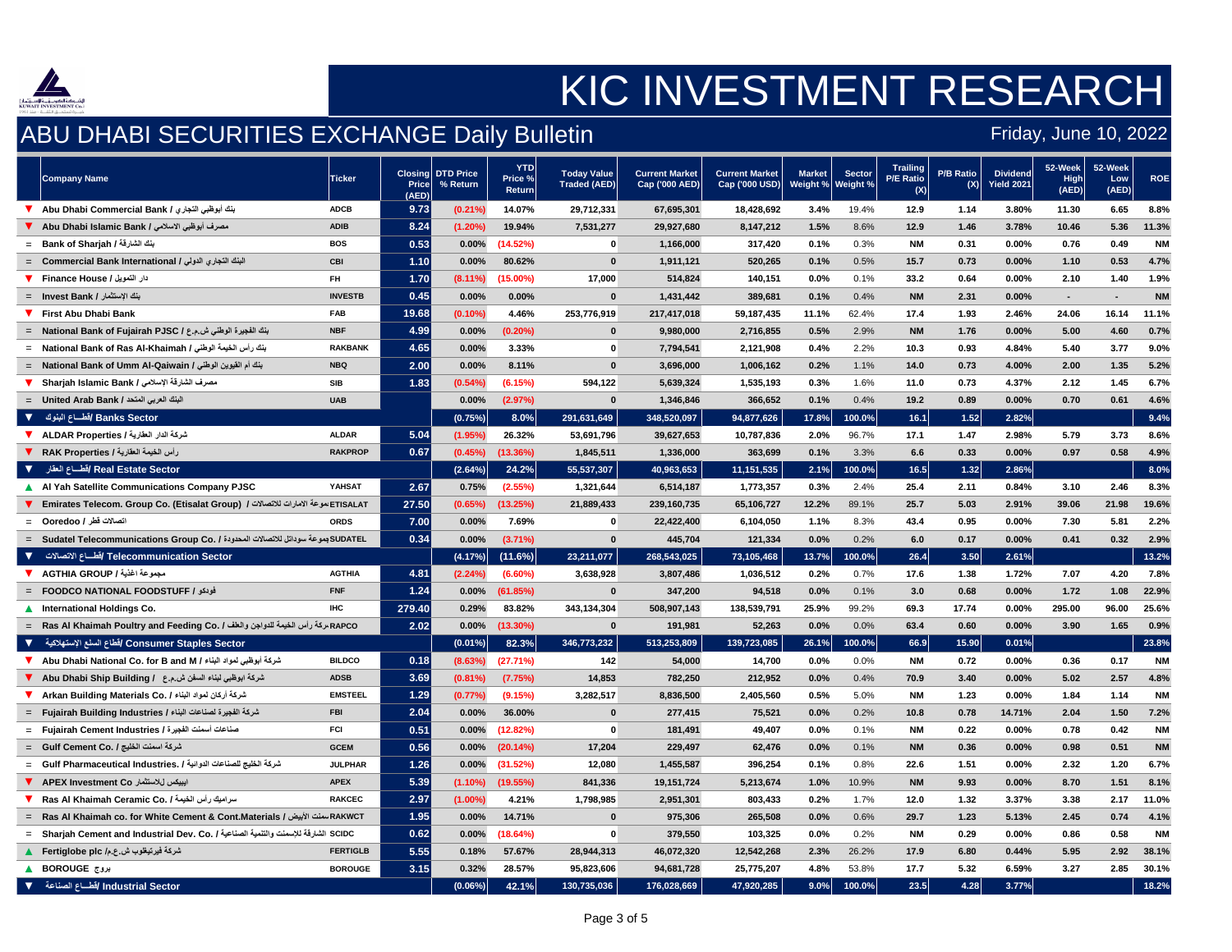# KIC INVESTMENT RESEARCH

## ABU DHABI SECURITIES EXCHANGE Daily Bulletin

Friday, June 10, 2022

| | Company Name | Ticker | Closing Price (AED) | DTD Price % Return | YTD Price % Return | Today Value Traded (AED) | Current Market Cap ('000 AED) | Current Market Cap ('000 USD) | Market Weight % | Sector Weight % | Trailing P/E Ratio (X) | P/B Ratio (X) | Dividend Yield 2021 | 52-Week High (AED) | 52-Week Low (AED) | ROE |
|---|---|---|---|---|---|---|---|---|---|---|---|---|---|---|---|---|
| ▼ | Abu Dhabi Commercial Bank / بنك أبوظبي التجاري | ADCB | 9.73 | (0.21%) | 14.07% | 29,712,331 | 67,695,301 | 18,428,692 | 3.4% | 19.4% | 12.9 | 1.14 | 3.80% | 11.30 | 6.65 | 8.8% |
| ▼ | Abu Dhabi Islamic Bank / مصرف أبوظبي الاسلامي | ADIB | 8.24 | (1.20%) | 19.94% | 7,531,277 | 29,927,680 | 8,147,212 | 1.5% | 8.6% | 12.9 | 1.46 | 3.78% | 10.46 | 5.36 | 11.3% |
| = | Bank of Sharjah / بنك الشارقة | BOS | 0.53 | 0.00% | (14.52%) | 0 | 1,166,000 | 317,420 | 0.1% | 0.3% | NM | 0.31 | 0.00% | 0.76 | 0.49 | NM |
| = | Commercial Bank International / البنك التجاري الدولي | CBI | 1.10 | 0.00% | 80.62% | 0 | 1,911,121 | 520,265 | 0.1% | 0.5% | 15.7 | 0.73 | 0.00% | 1.10 | 0.53 | 4.7% |
| ▼ | Finance House / دار التمويل | FH | 1.70 | (8.11%) | (15.00%) | 17,000 | 514,824 | 140,151 | 0.0% | 0.1% | 33.2 | 0.64 | 0.00% | 2.10 | 1.40 | 1.9% |
| = | Invest Bank / بنك الإستثمار | INVESTB | 0.45 | 0.00% | 0.00% | 0 | 1,431,442 | 389,681 | 0.1% | 0.4% | NM | 2.31 | 0.00% | - | - | NM |
| ▼ | First Abu Dhabi Bank | FAB | 19.68 | (0.10%) | 4.46% | 253,776,919 | 217,417,018 | 59,187,435 | 11.1% | 62.4% | 17.4 | 1.93 | 2.46% | 24.06 | 16.14 | 11.1% |
| = | National Bank of Fujairah PJSC / بنك الفجيرة الوطني ش.م.ع | NBF | 4.99 | 0.00% | (0.20%) | 0 | 9,980,000 | 2,716,855 | 0.5% | 2.9% | NM | 1.76 | 0.00% | 5.00 | 4.60 | 0.7% |
| = | National Bank of Ras Al-Khaimah / بنك رأس الخيمة الوطني | RAKBANK | 4.65 | 0.00% | 3.33% | 0 | 7,794,541 | 2,121,908 | 0.4% | 2.2% | 10.3 | 0.93 | 4.84% | 5.40 | 3.77 | 9.0% |
| = | National Bank of Umm Al-Qaiwain / بنك أم القيوين الوطني | NBQ | 2.00 | 0.00% | 8.11% | 0 | 3,696,000 | 1,006,162 | 0.2% | 1.1% | 14.0 | 0.73 | 4.00% | 2.00 | 1.35 | 5.2% |
| ▼ | Sharjah Islamic Bank / مصرف الشارقة الإسلامي | SIB | 1.83 | (0.54%) | (6.15%) | 594,122 | 5,639,324 | 1,535,193 | 0.3% | 1.6% | 11.0 | 0.73 | 4.37% | 2.12 | 1.45 | 6.7% |
| = | United Arab Bank / البنك العربي المتحد | UAB | | 0.00% | (2.97%) | 0 | 1,346,846 | 366,652 | 0.1% | 0.4% | 19.2 | 0.89 | 0.00% | 0.70 | 0.61 | 4.6% |
| ▼ | **قطـــاع البنوك/ Banks Sector** | | | **(0.75%)** | **8.0%** | **291,631,649** | **348,520,097** | **94,877,626** | **17.8%** | **100.0%** | **16.1** | **1.52** | **2.82%** | | | **9.4%** |
| ▼ | ALDAR Properties / شركة الدار العقارية | ALDAR | 5.04 | (1.95%) | 26.32% | 53,691,796 | 39,627,653 | 10,787,836 | 2.0% | 96.7% | 17.1 | 1.47 | 2.98% | 5.79 | 3.73 | 8.6% |
| ▼ | RAK Properties / رأس الخيمة العقارية | RAKPROP | 0.67 | (0.45%) | (13.36%) | 1,845,511 | 1,336,000 | 363,699 | 0.1% | 3.3% | 6.6 | 0.33 | 0.00% | 0.97 | 0.58 | 4.9% |
| ▼ | **قطـــاع العقار/ Real Estate Sector** | | | **(2.64%)** | **24.2%** | **55,537,307** | **40,963,653** | **11,151,535** | **2.1%** | **100.0%** | **16.5** | **1.32** | **2.86%** | | | **8.0%** |
| ▲ | Al Yah Satellite Communications Company PJSC | YAHSAT | 2.67 | 0.75% | (2.55%) | 1,321,644 | 6,514,187 | 1,773,357 | 0.3% | 2.4% | 25.4 | 2.11 | 0.84% | 3.10 | 2.46 | 8.3% |
| ▼ | Emirates Telecom. Group Co. (Etisalat Group) / مجموعة الامارات للاتصالات | ETISALAT | 27.50 | (0.65%) | (13.25%) | 21,889,433 | 239,160,735 | 65,106,727 | 12.2% | 89.1% | 25.7 | 5.03 | 2.91% | 39.06 | 21.98 | 19.6% |
| = | Ooredoo / اتصالات قطر | ORDS | 7.00 | 0.00% | 7.69% | 0 | 22,422,400 | 6,104,050 | 1.1% | 8.3% | 43.4 | 0.95 | 0.00% | 7.30 | 5.81 | 2.2% |
| = | Sudatel Telecommunications Group Co. / مجموعة سوداتل للاتصالات المحدودة | SUDATEL | 0.34 | 0.00% | (3.71%) | 0 | 445,704 | 121,334 | 0.0% | 0.2% | 6.0 | 0.17 | 0.00% | 0.41 | 0.32 | 2.9% |
| ▼ | **قطـــاع الاتصالات/ Telecommunication Sector** | | | **(4.17%)** | **(11.6%)** | **23,211,077** | **268,543,025** | **73,105,468** | **13.7%** | **100.0%** | **26.4** | **3.50** | **2.61%** | | | **13.2%** |
| ▼ | AGTHIA GROUP / مجموعة اغذية | AGTHIA | 4.81 | (2.24%) | (6.60%) | 3,638,928 | 3,807,486 | 1,036,512 | 0.2% | 0.7% | 17.6 | 1.38 | 1.72% | 7.07 | 4.20 | 7.8% |
| = | FOODCO NATIONAL FOODSTUFF / فودكو | FNF | 1.24 | 0.00% | (61.85%) | 0 | 347,200 | 94,518 | 0.0% | 0.1% | 3.0 | 0.68 | 0.00% | 1.72 | 1.08 | 22.9% |
| ▲ | International Holdings Co. | IHC | 279.40 | 0.29% | 83.82% | 343,134,304 | 508,907,143 | 138,539,791 | 25.9% | 99.2% | 69.3 | 17.74 | 0.00% | 295.00 | 96.00 | 25.6% |
| = | Ras Al Khaimah Poultry and Feeding Co. / شركة رأس الخيمة للدواجن والعلف | RAPCO | 2.02 | 0.00% | (13.30%) | 0 | 191,981 | 52,263 | 0.0% | 0.0% | 63.4 | 0.60 | 0.00% | 3.90 | 1.65 | 0.9% |
| ▼ | **قطاع السلع الإستهلاكية/ Consumer Staples Sector** | | | **(0.01%)** | **82.3%** | **346,773,232** | **513,253,809** | **139,723,085** | **26.1%** | **100.0%** | **66.9** | **15.90** | **0.01%** | | | **23.8%** |
| ▼ | Abu Dhabi National Co. for B and M / شركة أبوظبي لمواد البناء | BILDCO | 0.18 | (8.63%) | (27.71%) | 142 | 54,000 | 14,700 | 0.0% | 0.0% | NM | 0.72 | 0.00% | 0.36 | 0.17 | NM |
| ▼ | Abu Dhabi Ship Building / شركة ابوظبي لبناء السفن ش.م.ع | ADSB | 3.69 | (0.81%) | (7.75%) | 14,853 | 782,250 | 212,952 | 0.0% | 0.4% | 70.9 | 3.40 | 0.00% | 5.02 | 2.57 | 4.8% |
| ▼ | Arkan Building Materials Co. / شركة أركان لمواد البناء | EMSTEEL | 1.29 | (0.77%) | (9.15%) | 3,282,517 | 8,836,500 | 2,405,560 | 0.5% | 5.0% | NM | 1.23 | 0.00% | 1.84 | 1.14 | NM |
| = | Fujairah Building Industries / شركة الفجيرة لصناعات البناء | FBI | 2.04 | 0.00% | 36.00% | 0 | 277,415 | 75,521 | 0.0% | 0.2% | 10.8 | 0.78 | 14.71% | 2.04 | 1.50 | 7.2% |
| = | Fujairah Cement Industries / صناعات أسمنت الفجيرة | FCI | 0.51 | 0.00% | (12.82%) | 0 | 181,491 | 49,407 | 0.0% | 0.1% | NM | 0.22 | 0.00% | 0.78 | 0.42 | NM |
| = | Gulf Cement Co. / شركة اسمنت الخليج | GCEM | 0.56 | 0.00% | (20.14%) | 17,204 | 229,497 | 62,476 | 0.0% | 0.1% | NM | 0.36 | 0.00% | 0.98 | 0.51 | NM |
| = | Gulf Pharmaceutical Industries. / شركة الخليج للصناعات الدوائية | JULPHAR | 1.26 | 0.00% | (31.52%) | 12,080 | 1,455,587 | 396,254 | 0.1% | 0.8% | 22.6 | 1.51 | 0.00% | 2.32 | 1.20 | 6.7% |
| ▼ | APEX Investment Co / ابيكس للاستثمار | APEX | 5.39 | (1.10%) | (19.55%) | 841,336 | 19,151,724 | 5,213,674 | 1.0% | 10.9% | NM | 9.93 | 0.00% | 8.70 | 1.51 | 8.1% |
| ▼ | Ras Al Khaimah Ceramic Co. / سراميك رأس الخيمة | RAKCEC | 2.97 | (1.00%) | 4.21% | 1,798,985 | 2,951,301 | 803,433 | 0.2% | 1.7% | 12.0 | 1.32 | 3.37% | 3.38 | 2.17 | 11.0% |
| = | Ras Al Khaimah co. for White Cement & Cont.Materials / اسمنت الأبيض | RAKWCT | 1.95 | 0.00% | 14.71% | 0 | 975,306 | 265,508 | 0.0% | 0.6% | 29.7 | 1.23 | 5.13% | 2.45 | 0.74 | 4.1% |
| = | Sharjah Cement and Industrial Dev. Co. / الشارقة للإسمنت والتنمية الصناعية | SCIDC | 0.62 | 0.00% | (18.64%) | 0 | 379,550 | 103,325 | 0.0% | 0.2% | NM | 0.29 | 0.00% | 0.86 | 0.58 | NM |
| ▲ | Fertiglobe plc / شركة فيرتيغلوب ش.ع.م | FERTIGLB | 5.55 | 0.18% | 57.67% | 28,944,313 | 46,072,320 | 12,542,268 | 2.3% | 26.2% | 17.9 | 6.80 | 0.44% | 5.95 | 2.92 | 38.1% |
| ▲ | BOROUGE / بروج | BOROUGE | 3.15 | 0.32% | 28.57% | 95,823,606 | 94,681,728 | 25,775,207 | 4.8% | 53.8% | 17.7 | 5.32 | 6.59% | 3.27 | 2.85 | 30.1% |
| ▼ | **قطـــاع الصناعة/ Industrial Sector** | | | **(0.06%)** | **42.1%** | **130,735,036** | **176,028,669** | **47,920,285** | **9.0%** | **100.0%** | **23.5** | **4.28** | **3.77%** | | | **18.2%** |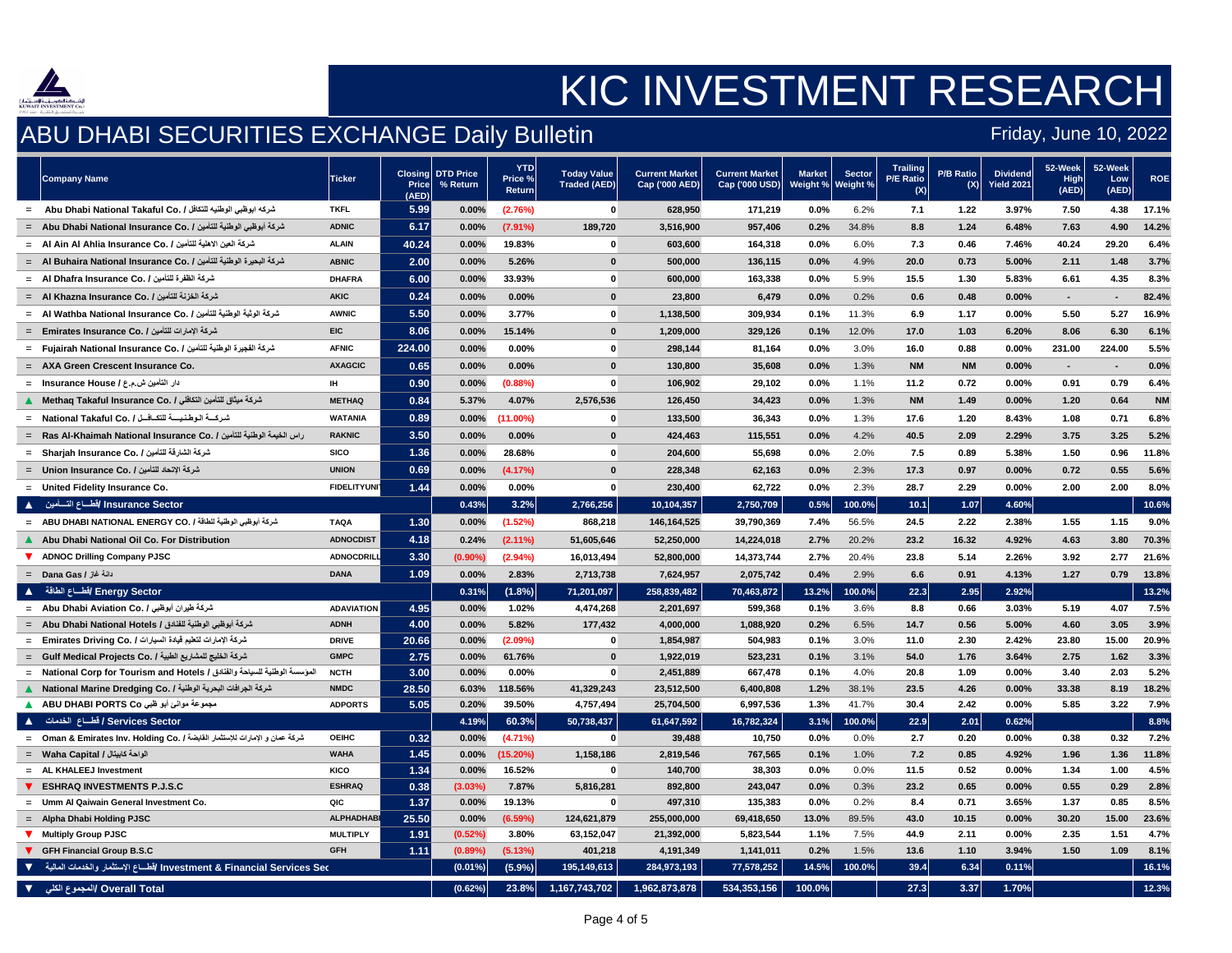# KIC INVESTMENT RESEARCH

## ABU DHABI SECURITIES EXCHANGE Daily Bulletin

Friday, June 10, 2022

| | Company Name | Ticker | Closing Price (AED) | DTD Price % Return | YTD Price % Return | Today Value Traded (AED) | Current Market Cap ('000 AED) | Current Market Cap ('000 USD) | Market Weight % | Sector Weight % | Trailing P/E Ratio (X) | P/B Ratio (X) | Dividend Yield 2021 | 52-Week High (AED) | 52-Week Low (AED) | ROE |
|---|---|---|---|---|---|---|---|---|---|---|---|---|---|---|---|---|
| = | Abu Dhabi National Takaful Co. / شركه ابوظبي الوطنيه للتكافل | TKFL | 5.99 | 0.00% | (2.76%) | 0 | 628,950 | 171,219 | 0.0% | 6.2% | 7.1 | 1.22 | 3.97% | 7.50 | 4.38 | 17.1% |
| = | Abu Dhabi National Insurance Co. / شركة أبوظبي الوطنية للتأمين | ADNIC | 6.17 | 0.00% | (7.91%) | 189,720 | 3,516,900 | 957,406 | 0.2% | 34.8% | 8.8 | 1.24 | 6.48% | 7.63 | 4.90 | 14.2% |
| = | Al Ain Al Ahlia Insurance Co. / شركة العين الاهلية للتأمين | ALAIN | 40.24 | 0.00% | 19.83% | 0 | 603,600 | 164,318 | 0.0% | 6.0% | 7.3 | 0.46 | 7.46% | 40.24 | 29.20 | 6.4% |
| = | Al Buhaira National Insurance Co. / شركة البحيرة الوطنية للتأمين | ABNIC | 2.00 | 0.00% | 5.26% | 0 | 500,000 | 136,115 | 0.0% | 4.9% | 20.0 | 0.73 | 5.00% | 2.11 | 1.48 | 3.7% |
| = | Al Dhafra Insurance Co. / شركة الظفرة للتأمين | DHAFRA | 6.00 | 0.00% | 33.93% | 0 | 600,000 | 163,338 | 0.0% | 5.9% | 15.5 | 1.30 | 5.83% | 6.61 | 4.35 | 8.3% |
| = | Al Khazna Insurance Co. / شركة الخزنة للتأمين | AKIC | 0.24 | 0.00% | 0.00% | 0 | 23,800 | 6,479 | 0.0% | 0.2% | 0.6 | 0.48 | 0.00% | - | - | 82.4% |
| = | Al Wathba National Insurance Co. / شركة الوثبة الوطنية للتأمين | AWNIC | 5.50 | 0.00% | 3.77% | 0 | 1,138,500 | 309,934 | 0.1% | 11.3% | 6.9 | 1.17 | 0.00% | 5.50 | 5.27 | 16.9% |
| = | Emirates Insurance Co. / شركة الإمارات للتأمين | EIC | 8.06 | 0.00% | 15.14% | 0 | 1,209,000 | 329,126 | 0.1% | 12.0% | 17.0 | 1.03 | 6.20% | 8.06 | 6.30 | 6.1% |
| = | Fujairah National Insurance Co. / شركة الفجيرة الوطنية للتأمين | AFNIC | 224.00 | 0.00% | 0.00% | 0 | 298,144 | 81,164 | 0.0% | 3.0% | 16.0 | 0.88 | 0.00% | 231.00 | 224.00 | 5.5% |
| = | AXA Green Crescent Insurance Co. | AXAGCIC | 0.65 | 0.00% | 0.00% | 0 | 130,800 | 35,608 | 0.0% | 1.3% | NM | NM | 0.00% | - | - | 0.0% |
| = | Insurance House / دار التأمين ش.م.ع | IH | 0.90 | 0.00% | (0.88%) | 0 | 106,902 | 29,102 | 0.0% | 1.1% | 11.2 | 0.72 | 0.00% | 0.91 | 0.79 | 6.4% |
| ▲ | Methaq Takaful Insurance Co. / شركة ميثاق للتأمين التكافلي | METHAQ | 0.84 | 5.37% | 4.07% | 2,576,536 | 126,450 | 34,423 | 0.0% | 1.3% | NM | 1.49 | 0.00% | 1.20 | 0.64 | NM |
| = | National Takaful Co. / شـركــة الـوطـنـيــــة للتـكـافــل | WATANIA | 0.89 | 0.00% | (11.00%) | 0 | 133,500 | 36,343 | 0.0% | 1.3% | 17.6 | 1.20 | 8.43% | 1.08 | 0.71 | 6.8% |
| = | Ras Al-Khaimah National Insurance Co. / راس الخيمة الوطنية للتأمين | RAKNIC | 3.50 | 0.00% | 0.00% | 0 | 424,463 | 115,551 | 0.0% | 4.2% | 40.5 | 2.09 | 2.29% | 3.75 | 3.25 | 5.2% |
| = | Sharjah Insurance Co. / شركة الشارقة للتأمين | SICO | 1.36 | 0.00% | 28.68% | 0 | 204,600 | 55,698 | 0.0% | 2.0% | 7.5 | 0.89 | 5.38% | 1.50 | 0.96 | 11.8% |
| = | Union Insurance Co. / شركة الإتحاد للتأمين | UNION | 0.69 | 0.00% | (4.17%) | 0 | 228,348 | 62,163 | 0.0% | 2.3% | 17.3 | 0.97 | 0.00% | 0.72 | 0.55 | 5.6% |
| = | United Fidelity Insurance Co. | FIDELITYUNI | 1.44 | 0.00% | 0.00% | 0 | 230,400 | 62,722 | 0.0% | 2.3% | 28.7 | 2.29 | 0.00% | 2.00 | 2.00 | 8.0% |
| ▲ | **قطـــاع التــأمين/ Insurance Sector** | | | **0.43%** | **3.2%** | **2,766,256** | **10,104,357** | **2,750,709** | **0.5%** | **100.0%** | **10.1** | **1.07** | **4.60%** | | | **10.6%** |
| = | ABU DHABI NATIONAL ENERGY CO. / شركة أبوظبي الوطنية للطاقة | TAQA | 1.30 | 0.00% | (1.52%) | 868,218 | 146,164,525 | 39,790,369 | 7.4% | 56.5% | 24.5 | 2.22 | 2.38% | 1.55 | 1.15 | 9.0% |
| ▲ | Abu Dhabi National Oil Co. For Distribution | ADNOCDIST | 4.18 | 0.24% | (2.11%) | 51,605,646 | 52,250,000 | 14,224,018 | 2.7% | 20.2% | 23.2 | 16.32 | 4.92% | 4.63 | 3.80 | 70.3% |
| ▼ | ADNOC Drilling Company PJSC | ADNOCDRILL | 3.30 | (0.90%) | (2.94%) | 16,013,494 | 52,800,000 | 14,373,744 | 2.7% | 20.4% | 23.8 | 5.14 | 2.26% | 3.92 | 2.77 | 21.6% |
| = | Dana Gas / دانة غاز | DANA | 1.09 | 0.00% | 2.83% | 2,713,738 | 7,624,957 | 2,075,742 | 0.4% | 2.9% | 6.6 | 0.91 | 4.13% | 1.27 | 0.79 | 13.8% |
| ▲ | **قطـــاع الطاقة/ Energy Sector** | | | **0.31%** | **(1.8%)** | **71,201,097** | **258,839,482** | **70,463,872** | **13.2%** | **100.0%** | **22.3** | **2.95** | **2.92%** | | | **13.2%** |
| = | Abu Dhabi Aviation Co. / شركة طيران ابوظبي | ADAVIATION | 4.95 | 0.00% | 1.02% | 4,474,268 | 2,201,697 | 599,368 | 0.1% | 3.6% | 8.8 | 0.66 | 3.03% | 5.19 | 4.07 | 7.5% |
| = | Abu Dhabi National Hotels / شركة أبوظبي الوطنية للفنادق | ADNH | 4.00 | 0.00% | 5.82% | 177,432 | 4,000,000 | 1,088,920 | 0.2% | 6.5% | 14.7 | 0.56 | 5.00% | 4.60 | 3.05 | 3.9% |
| = | Emirates Driving Co. / شركة الإمارات لتعليم قيادة السيارات | DRIVE | 20.66 | 0.00% | (2.09%) | 0 | 1,854,987 | 504,983 | 0.1% | 3.0% | 11.0 | 2.30 | 2.42% | 23.80 | 15.00 | 20.9% |
| = | Gulf Medical Projects Co. / شركة الخليج للمشاريع الطبية | GMPC | 2.75 | 0.00% | 61.76% | 0 | 1,922,019 | 523,231 | 0.1% | 3.1% | 54.0 | 1.76 | 3.64% | 2.75 | 1.62 | 3.3% |
| = | National Corp for Tourism and Hotels / المؤسسة الوطنية للسياحة والفنادق | NCTH | 3.00 | 0.00% | 0.00% | 0 | 2,451,889 | 667,478 | 0.1% | 4.0% | 20.8 | 1.09 | 0.00% | 3.40 | 2.03 | 5.2% |
| ▲ | National Marine Dredging Co. / شركة الجرافات البحرية الوطنية | NMDC | 28.50 | 6.03% | 118.56% | 41,329,243 | 23,512,500 | 6,400,808 | 1.2% | 38.1% | 23.5 | 4.26 | 0.00% | 33.38 | 8.19 | 18.2% |
| ▲ | ABU DHABI PORTS Co مجموعة موانى أبو ظبي | ADPORTS | 5.05 | 0.20% | 39.50% | 4,757,494 | 25,704,500 | 6,997,536 | 1.3% | 41.7% | 30.4 | 2.42 | 0.00% | 5.85 | 3.22 | 7.9% |
| ▲ | **قطـــاع الخدمات / Services Sector** | | | **4.19%** | **60.3%** | **50,738,437** | **61,647,592** | **16,782,324** | **3.1%** | **100.0%** | **22.9** | **2.01** | **0.62%** | | | **8.8%** |
| = | Oman & Emirates Inv. Holding Co. / شركة عمان و الإمارات للإستثمار القابضة | OEIHC | 0.32 | 0.00% | (4.71%) | 0 | 39,488 | 10,750 | 0.0% | 0.0% | 2.7 | 0.20 | 0.00% | 0.38 | 0.32 | 7.2% |
| = | Waha Capital / الواحة كابيتال | WAHA | 1.45 | 0.00% | (15.20%) | 1,158,186 | 2,819,546 | 767,565 | 0.1% | 1.0% | 7.2 | 0.85 | 4.92% | 1.96 | 1.36 | 11.8% |
| = | AL KHALEEJ Investment | KICO | 1.34 | 0.00% | 16.52% | 0 | 140,700 | 38,303 | 0.0% | 0.0% | 11.5 | 0.52 | 0.00% | 1.34 | 1.00 | 4.5% |
| ▼ | ESHRAQ INVESTMENTS P.J.S.C | ESHRAQ | 0.38 | (3.03%) | 7.87% | 5,816,281 | 892,800 | 243,047 | 0.0% | 0.3% | 23.2 | 0.65 | 0.00% | 0.55 | 0.29 | 2.8% |
| = | Umm Al Qaiwain General Investment Co. | QIC | 1.37 | 0.00% | 19.13% | 0 | 497,310 | 135,383 | 0.0% | 0.2% | 8.4 | 0.71 | 3.65% | 1.37 | 0.85 | 8.5% |
| = | Alpha Dhabi Holding PJSC | ALPHADHABI | 25.50 | 0.00% | (6.59%) | 124,621,879 | 255,000,000 | 69,418,650 | 13.0% | 89.5% | 43.0 | 10.15 | 0.00% | 30.20 | 15.00 | 23.6% |
| ▼ | Multiply Group PJSC | MULTIPLY | 1.91 | (0.52%) | 3.80% | 63,152,047 | 21,392,000 | 5,823,544 | 1.1% | 7.5% | 44.9 | 2.11 | 0.00% | 2.35 | 1.51 | 4.7% |
| ▼ | GFH Financial Group B.S.C | GFH | 1.11 | (0.89%) | (5.13%) | 401,218 | 4,191,349 | 1,141,011 | 0.2% | 1.5% | 13.6 | 1.10 | 3.94% | 1.50 | 1.09 | 8.1% |
| ▼ | **قطـــاع الاستثمار والخدمات المالية/ Investment & Financial Services Sec** | | | **(0.01%)** | **(5.9%)** | **195,149,613** | **284,973,193** | **77,578,252** | **14.5%** | **100.0%** | **39.4** | **6.34** | **0.11%** | | | **16.1%** |
| ▼ | **المجموع الكلي/ Overall Total** | | | **(0.62%)** | **23.8%** | **1,167,743,702** | **1,962,873,878** | **534,353,156** | **100.0%** | | **27.3** | **3.37** | **1.70%** | | | **12.3%** |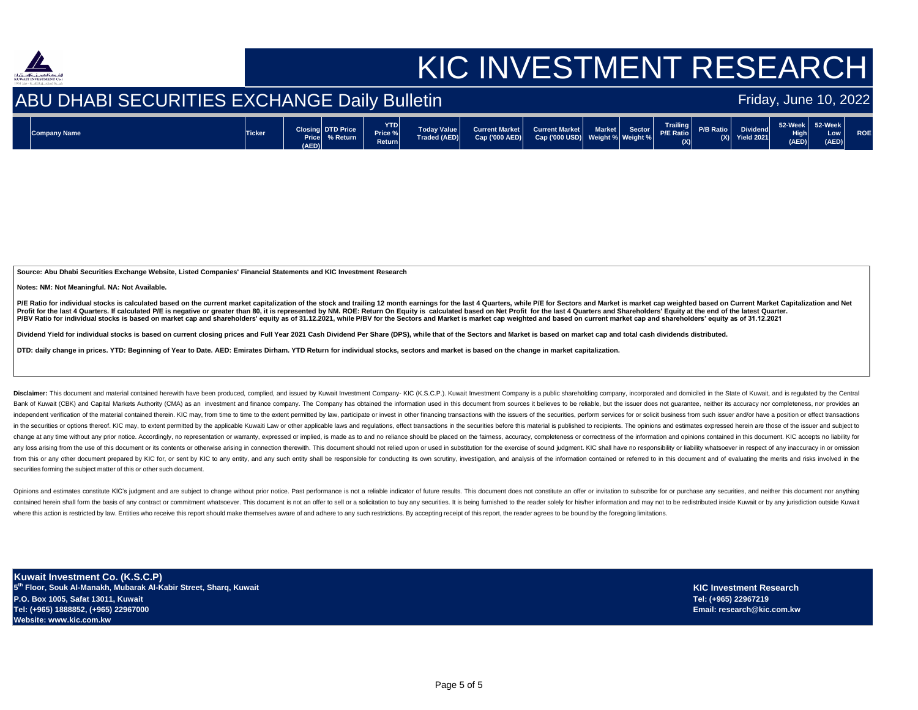# KIC INVESTMENT RESEARCH

## ABU DHABI SECURITIES EXCHANGE Daily Bulletin

Friday, June 10, 2022

| Company Name | Ticker | Closing Price (AED) | DTD Price % Return | YTD Price % Return | Today Value Traded (AED) | Current Market Cap ('000 AED) | Current Market Cap ('000 USD) | Market Weight % | Sector Weight % | Trailing P/E Ratio (X) | P/B Ratio (X) | Dividend Yield 2021 | 52-Week High (AED) | 52-Week Low (AED) | ROE |
|---|---|---|---|---|---|---|---|---|---|---|---|---|---|---|---|

**Source: Abu Dhabi Securities Exchange Website, Listed Companies' Financial Statements and KIC Investment Research**

**Notes: NM: Not Meaningful. NA: Not Available.**

**P/E Ratio for individual stocks is calculated based on the current market capitalization of the stock and trailing 12 month earnings for the last 4 Quarters, while P/E for Sectors and Market is market cap weighted based on Current Market Capitalization and Net Profit for the last 4 Quarters. If calculated P/E is negative or greater than 80, it is represented by NM. ROE: Return On Equity is calculated based on Net Profit for the last 4 Quarters and Shareholders' Equity at the end of the latest Quarter. P/BV Ratio for individual stocks is based on market cap and shareholders' equity as of 31.12.2021, while P/BV for the Sectors and Market is market cap weighted and based on current market cap and shareholders' equity as of 31.12.2021**

**Dividend Yield for individual stocks is based on current closing prices and Full Year 2021 Cash Dividend Per Share (DPS), while that of the Sectors and Market is based on market cap and total cash dividends distributed.**

**DTD: daily change in prices. YTD: Beginning of Year to Date. AED: Emirates Dirham. YTD Return for individual stocks, sectors and market is based on the change in market capitalization.**

**Disclaimer:** This document and material contained herewith have been produced, complied, and issued by Kuwait Investment Company- KIC (K.S.C.P.). Kuwait Investment Company is a public shareholding company, incorporated and domiciled in the State of Kuwait, and is regulated by the Central Bank of Kuwait (CBK) and Capital Markets Authority (CMA) as an investment and finance company. The Company has obtained the information used in this document from sources it believes to be reliable, but the issuer does not guarantee, neither its accuracy nor completeness, nor provides an independent verification of the material contained therein. KIC may, from time to time to the extent permitted by law, participate or invest in other financing transactions with the issuers of the securities, perform services for or solicit business from such issuer and/or have a position or effect transactions in the securities or options thereof. KIC may, to extent permitted by the applicable Kuwaiti Law or other applicable laws and regulations, effect transactions in the securities before this material is published to recipients. The opinions and estimates expressed herein are those of the issuer and subject to change at any time without any prior notice. Accordingly, no representation or warranty, expressed or implied, is made as to and no reliance should be placed on the fairness, accuracy, completeness or correctness of the information and opinions contained in this document. KIC accepts no liability for any loss arising from the use of this document or its contents or otherwise arising in connection therewith. This document should not relied upon or used in substitution for the exercise of sound judgment. KIC shall have no responsibility or liability whatsoever in respect of any inaccuracy in or omission from this or any other document prepared by KIC for, or sent by KIC to any entity, and any such entity shall be responsible for conducting its own scrutiny, investigation, and analysis of the information contained or referred to in this document and of evaluating the merits and risks involved in the securities forming the subject matter of this or other such document.

Opinions and estimates constitute KIC's judgment and are subject to change without prior notice. Past performance is not a reliable indicator of future results. This document does not constitute an offer or invitation to subscribe for or purchase any securities, and neither this document nor anything contained herein shall form the basis of any contract or commitment whatsoever. This document is not an offer to sell or a solicitation to buy any securities. It is being furnished to the reader solely for his/her information and may not to be redistributed inside Kuwait or by any jurisdiction outside Kuwait where this action is restricted by law. Entities who receive this report should make themselves aware of and adhere to any such restrictions. By accepting receipt of this report, the reader agrees to be bound by the foregoing limitations.

**Kuwait Investment Co. (K.S.C.P)**
**5th Floor, Souk Al-Manakh, Mubarak Al-Kabir Street, Sharq, Kuwait**
**P.O. Box 1005, Safat 13011, Kuwait**
**Tel: (+965) 1888852, (+965) 22967000**
**Website: www.kic.com.kw**

**KIC Investment Research**
**Tel: (+965) 22967219**
**Email: research@kic.com.kw**